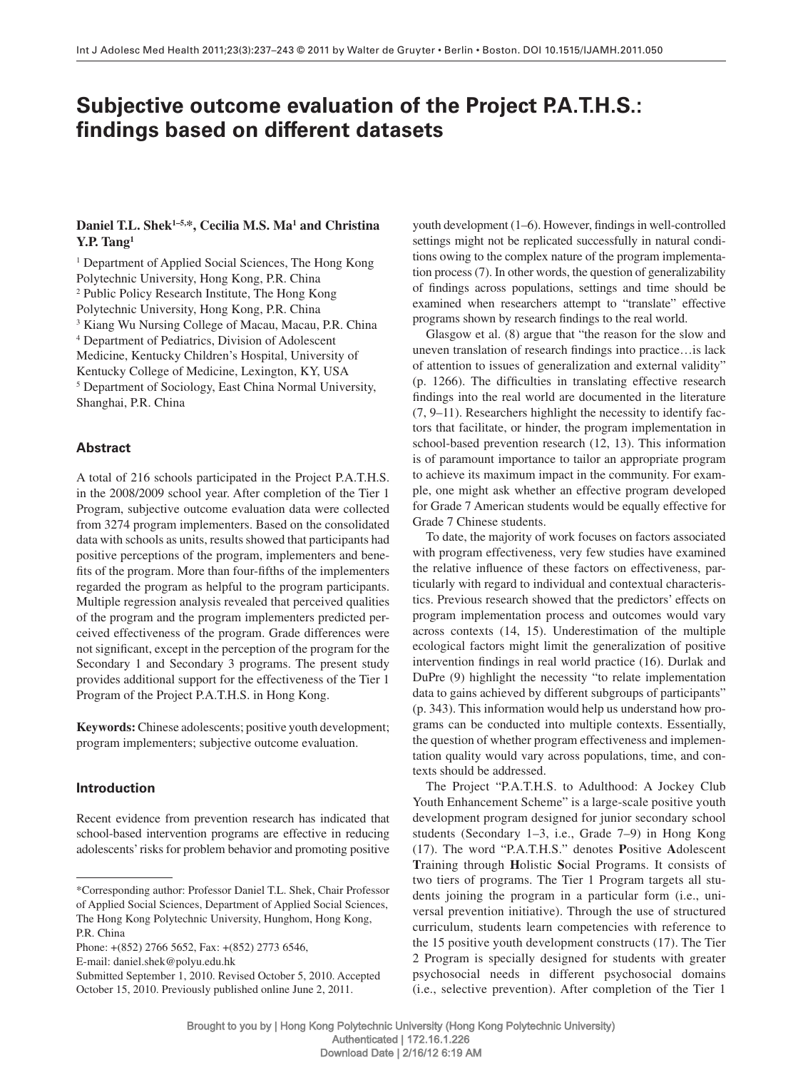# Subjective outcome evaluation of the Project P.A.T.H.S.: findings based on different datasets

**Daniel T.L. Shek[1–5,*], Cecilia M.S. Ma[1] and Christina Y.P. Tang[1]**

[1] Department of Applied Social Sciences, The Hong Kong Polytechnic University, Hong Kong, P.R. China
[2] Public Policy Research Institute, The Hong Kong Polytechnic University, Hong Kong, P.R. China
[3] Kiang Wu Nursing College of Macau, Macau, P.R. China
[4] Department of Pediatrics, Division of Adolescent Medicine, Kentucky Children's Hospital, University of Kentucky College of Medicine, Lexington, KY, USA
[5] Department of Sociology, East China Normal University, Shanghai, P.R. China

## Abstract

A total of 216 schools participated in the Project P.A.T.H.S. in the 2008/2009 school year. After completion of the Tier 1 Program, subjective outcome evaluation data were collected from 3274 program implementers. Based on the consolidated data with schools as units, results showed that participants had positive perceptions of the program, implementers and benefits of the program. More than four-fifths of the implementers regarded the program as helpful to the program participants. Multiple regression analysis revealed that perceived qualities of the program and the program implementers predicted perceived effectiveness of the program. Grade differences were not significant, except in the perception of the program for the Secondary 1 and Secondary 3 programs. The present study provides additional support for the effectiveness of the Tier 1 Program of the Project P.A.T.H.S. in Hong Kong.

**Keywords:** Chinese adolescents; positive youth development; program implementers; subjective outcome evaluation.

## Introduction

Recent evidence from prevention research has indicated that school-based intervention programs are effective in reducing adolescents' risks for problem behavior and promoting positive youth development (1–6). However, findings in well-controlled settings might not be replicated successfully in natural conditions owing to the complex nature of the program implementation process (7). In other words, the question of generalizability of findings across populations, settings and time should be examined when researchers attempt to "translate" effective programs shown by research findings to the real world.

Glasgow et al. (8) argue that "the reason for the slow and uneven translation of research findings into practice…is lack of attention to issues of generalization and external validity" (p. 1266). The difficulties in translating effective research findings into the real world are documented in the literature (7, 9–11). Researchers highlight the necessity to identify factors that facilitate, or hinder, the program implementation in school-based prevention research (12, 13). This information is of paramount importance to tailor an appropriate program to achieve its maximum impact in the community. For example, one might ask whether an effective program developed for Grade 7 American students would be equally effective for Grade 7 Chinese students.

To date, the majority of work focuses on factors associated with program effectiveness, very few studies have examined the relative influence of these factors on effectiveness, particularly with regard to individual and contextual characteristics. Previous research showed that the predictors' effects on program implementation process and outcomes would vary across contexts (14, 15). Underestimation of the multiple ecological factors might limit the generalization of positive intervention findings in real world practice (16). Durlak and DuPre (9) highlight the necessity "to relate implementation data to gains achieved by different subgroups of participants" (p. 343). This information would help us understand how programs can be conducted into multiple contexts. Essentially, the question of whether program effectiveness and implementation quality would vary across populations, time, and contexts should be addressed.

The Project "P.A.T.H.S. to Adulthood: A Jockey Club Youth Enhancement Scheme" is a large-scale positive youth development program designed for junior secondary school students (Secondary 1–3, i.e., Grade 7–9) in Hong Kong (17). The word "P.A.T.H.S." denotes **P**ositive **A**dolescent **T**raining through **H**olistic **S**ocial Programs. It consists of two tiers of programs. The Tier 1 Program targets all students joining the program in a particular form (i.e., universal prevention initiative). Through the use of structured curriculum, students learn competencies with reference to the 15 positive youth development constructs (17). The Tier 2 Program is specially designed for students with greater psychosocial needs in different psychosocial domains (i.e., selective prevention). After completion of the Tier 1

---

*Corresponding author: Professor Daniel T.L. Shek, Chair Professor of Applied Social Sciences, Department of Applied Social Sciences, The Hong Kong Polytechnic University, Hunghom, Hong Kong, P.R. China
Phone: +(852) 2766 5652, Fax: +(852) 2773 6546,
E-mail: daniel.shek@polyu.edu.hk
Submitted September 1, 2010. Revised October 5, 2010. Accepted October 15, 2010. Previously published online June 2, 2011.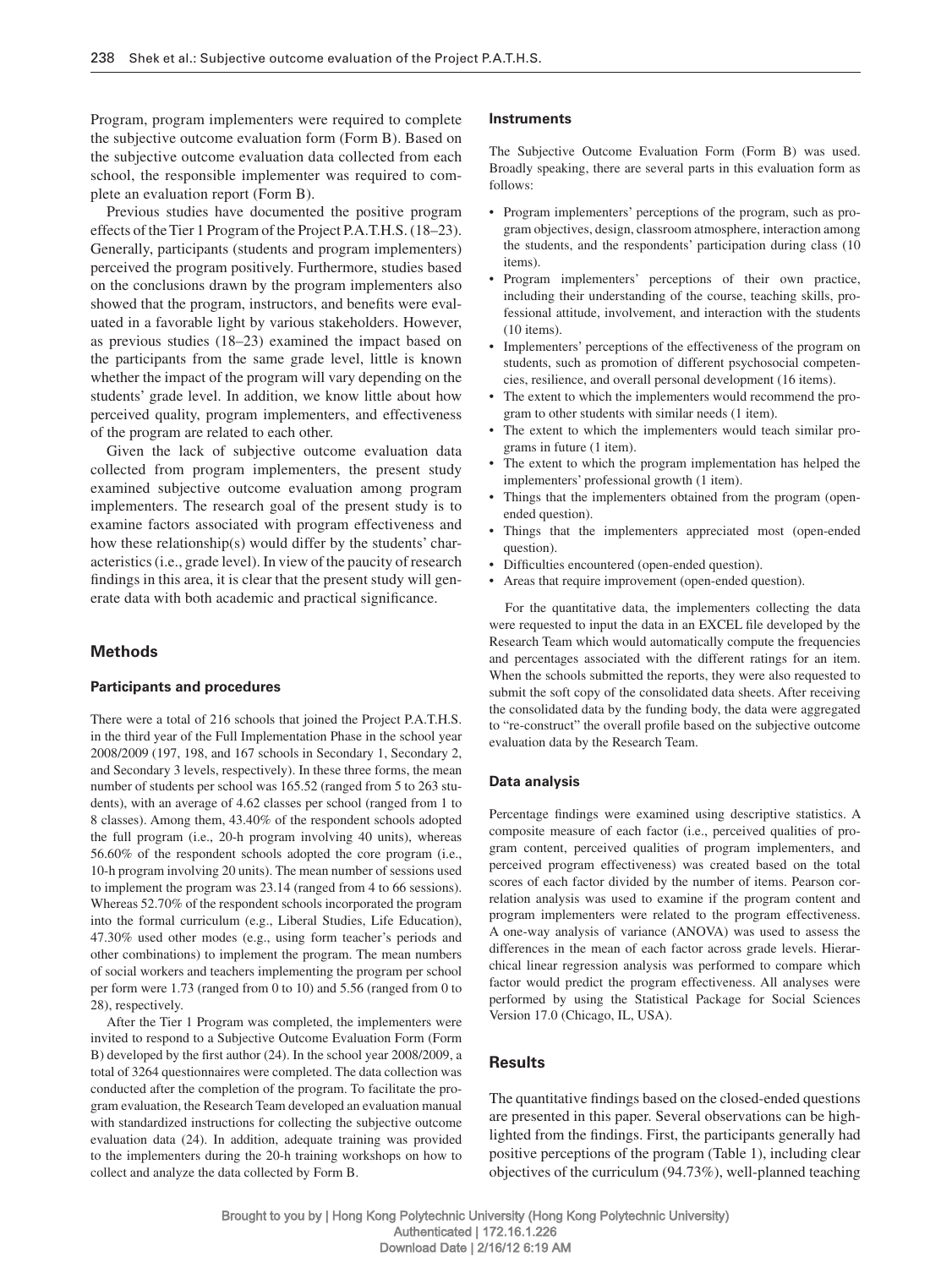Program, program implementers were required to complete the subjective outcome evaluation form (Form B). Based on the subjective outcome evaluation data collected from each school, the responsible implementer was required to complete an evaluation report (Form B).

Previous studies have documented the positive program effects of the Tier 1 Program of the Project P.A.T.H.S. (18–23). Generally, participants (students and program implementers) perceived the program positively. Furthermore, studies based on the conclusions drawn by the program implementers also showed that the program, instructors, and benefits were evaluated in a favorable light by various stakeholders. However, as previous studies (18–23) examined the impact based on the participants from the same grade level, little is known whether the impact of the program will vary depending on the students' grade level. In addition, we know little about how perceived quality, program implementers, and effectiveness of the program are related to each other.

Given the lack of subjective outcome evaluation data collected from program implementers, the present study examined subjective outcome evaluation among program implementers. The research goal of the present study is to examine factors associated with program effectiveness and how these relationship(s) would differ by the students' characteristics (i.e., grade level). In view of the paucity of research findings in this area, it is clear that the present study will generate data with both academic and practical significance.

## Methods

### Participants and procedures

There were a total of 216 schools that joined the Project P.A.T.H.S. in the third year of the Full Implementation Phase in the school year 2008/2009 (197, 198, and 167 schools in Secondary 1, Secondary 2, and Secondary 3 levels, respectively). In these three forms, the mean number of students per school was 165.52 (ranged from 5 to 263 students), with an average of 4.62 classes per school (ranged from 1 to 8 classes). Among them, 43.40% of the respondent schools adopted the full program (i.e., 20-h program involving 40 units), whereas 56.60% of the respondent schools adopted the core program (i.e., 10-h program involving 20 units). The mean number of sessions used to implement the program was 23.14 (ranged from 4 to 66 sessions). Whereas 52.70% of the respondent schools incorporated the program into the formal curriculum (e.g., Liberal Studies, Life Education), 47.30% used other modes (e.g., using form teacher's periods and other combinations) to implement the program. The mean numbers of social workers and teachers implementing the program per school per form were 1.73 (ranged from 0 to 10) and 5.56 (ranged from 0 to 28), respectively.

After the Tier 1 Program was completed, the implementers were invited to respond to a Subjective Outcome Evaluation Form (Form B) developed by the first author (24). In the school year 2008/2009, a total of 3264 questionnaires were completed. The data collection was conducted after the completion of the program. To facilitate the program evaluation, the Research Team developed an evaluation manual with standardized instructions for collecting the subjective outcome evaluation data (24). In addition, adequate training was provided to the implementers during the 20-h training workshops on how to collect and analyze the data collected by Form B.

### Instruments

The Subjective Outcome Evaluation Form (Form B) was used. Broadly speaking, there are several parts in this evaluation form as follows:

- Program implementers' perceptions of the program, such as program objectives, design, classroom atmosphere, interaction among the students, and the respondents' participation during class (10 items).
- Program implementers' perceptions of their own practice, including their understanding of the course, teaching skills, professional attitude, involvement, and interaction with the students (10 items).
- Implementers' perceptions of the effectiveness of the program on students, such as promotion of different psychosocial competencies, resilience, and overall personal development (16 items).
- The extent to which the implementers would recommend the program to other students with similar needs (1 item).
- The extent to which the implementers would teach similar programs in future (1 item).
- The extent to which the program implementation has helped the implementers' professional growth (1 item).
- Things that the implementers obtained from the program (open-ended question).
- Things that the implementers appreciated most (open-ended question).
- Difficulties encountered (open-ended question).
- Areas that require improvement (open-ended question).

For the quantitative data, the implementers collecting the data were requested to input the data in an EXCEL file developed by the Research Team which would automatically compute the frequencies and percentages associated with the different ratings for an item. When the schools submitted the reports, they were also requested to submit the soft copy of the consolidated data sheets. After receiving the consolidated data by the funding body, the data were aggregated to "re-construct" the overall profile based on the subjective outcome evaluation data by the Research Team.

### Data analysis

Percentage findings were examined using descriptive statistics. A composite measure of each factor (i.e., perceived qualities of program content, perceived qualities of program implementers, and perceived program effectiveness) was created based on the total scores of each factor divided by the number of items. Pearson correlation analysis was used to examine if the program content and program implementers were related to the program effectiveness. A one-way analysis of variance (ANOVA) was used to assess the differences in the mean of each factor across grade levels. Hierarchical linear regression analysis was performed to compare which factor would predict the program effectiveness. All analyses were performed by using the Statistical Package for Social Sciences Version 17.0 (Chicago, IL, USA).

## Results

The quantitative findings based on the closed-ended questions are presented in this paper. Several observations can be highlighted from the findings. First, the participants generally had positive perceptions of the program (Table 1), including clear objectives of the curriculum (94.73%), well-planned teaching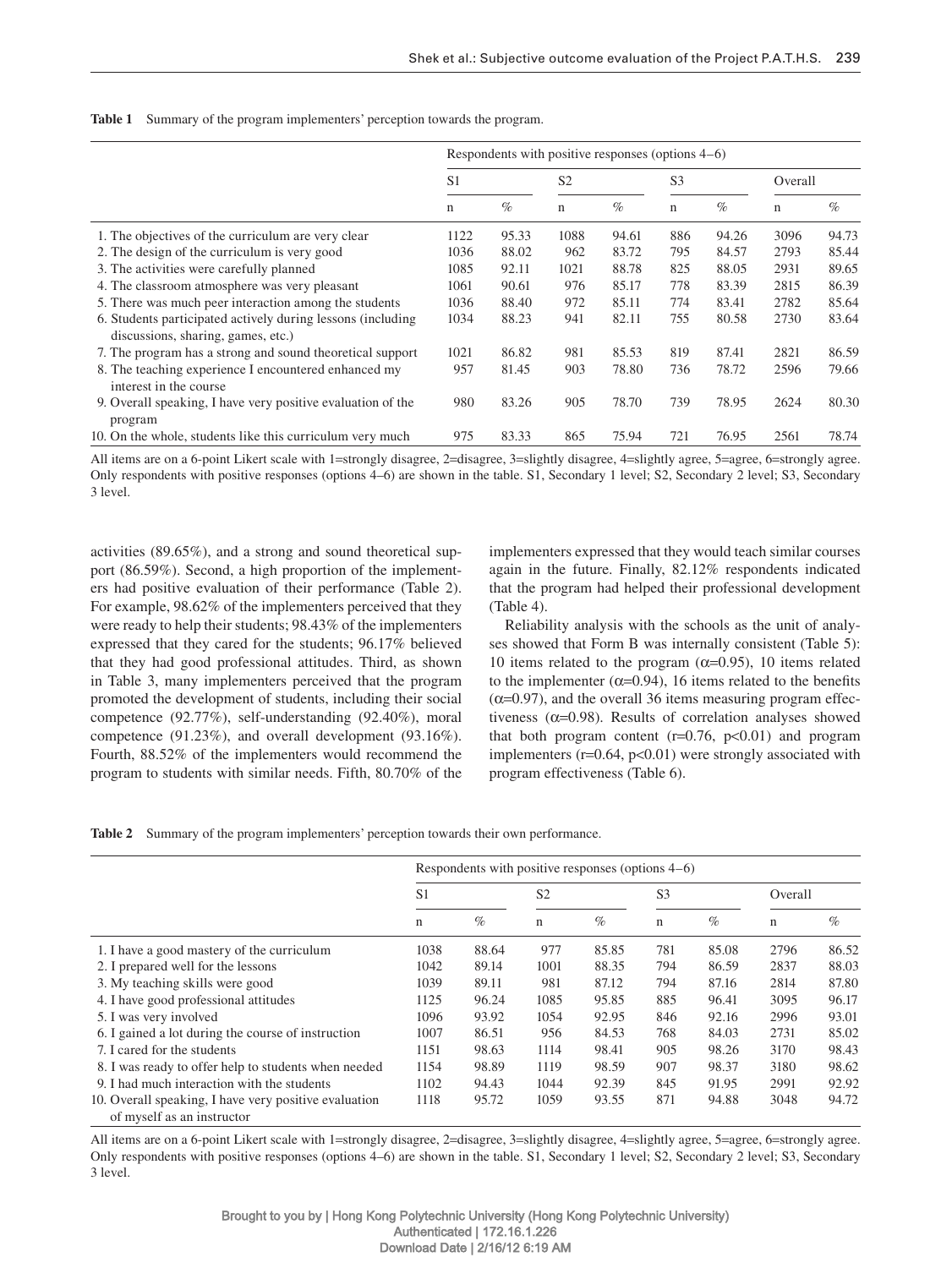**Table 1** Summary of the program implementers' perception towards the program.

| | Respondents with positive responses (options 4–6) | | | | | | | |
|---|---|---|---|---|---|---|---|---|
| | S1 | | S2 | | S3 | | Overall | |
| | n | % | n | % | n | % | n | % |
| 1. The objectives of the curriculum are very clear | 1122 | 95.33 | 1088 | 94.61 | 886 | 94.26 | 3096 | 94.73 |
| 2. The design of the curriculum is very good | 1036 | 88.02 | 962 | 83.72 | 795 | 84.57 | 2793 | 85.44 |
| 3. The activities were carefully planned | 1085 | 92.11 | 1021 | 88.78 | 825 | 88.05 | 2931 | 89.65 |
| 4. The classroom atmosphere was very pleasant | 1061 | 90.61 | 976 | 85.17 | 778 | 83.39 | 2815 | 86.39 |
| 5. There was much peer interaction among the students | 1036 | 88.40 | 972 | 85.11 | 774 | 83.41 | 2782 | 85.64 |
| 6. Students participated actively during lessons (including discussions, sharing, games, etc.) | 1034 | 88.23 | 941 | 82.11 | 755 | 80.58 | 2730 | 83.64 |
| 7. The program has a strong and sound theoretical support | 1021 | 86.82 | 981 | 85.53 | 819 | 87.41 | 2821 | 86.59 |
| 8. The teaching experience I encountered enhanced my interest in the course | 957 | 81.45 | 903 | 78.80 | 736 | 78.72 | 2596 | 79.66 |
| 9. Overall speaking, I have very positive evaluation of the program | 980 | 83.26 | 905 | 78.70 | 739 | 78.95 | 2624 | 80.30 |
| 10. On the whole, students like this curriculum very much | 975 | 83.33 | 865 | 75.94 | 721 | 76.95 | 2561 | 78.74 |

All items are on a 6-point Likert scale with 1=strongly disagree, 2=disagree, 3=slightly disagree, 4=slightly agree, 5=agree, 6=strongly agree. Only respondents with positive responses (options 4–6) are shown in the table. S1, Secondary 1 level; S2, Secondary 2 level; S3, Secondary 3 level.

activities (89.65%), and a strong and sound theoretical support (86.59%). Second, a high proportion of the implementers had positive evaluation of their performance (Table 2). For example, 98.62% of the implementers perceived that they were ready to help their students; 98.43% of the implementers expressed that they cared for the students; 96.17% believed that they had good professional attitudes. Third, as shown in Table 3, many implementers perceived that the program promoted the development of students, including their social competence (92.77%), self-understanding (92.40%), moral competence (91.23%), and overall development (93.16%). Fourth, 88.52% of the implementers would recommend the program to students with similar needs. Fifth, 80.70% of the implementers expressed that they would teach similar courses again in the future. Finally, 82.12% respondents indicated that the program had helped their professional development (Table 4).

Reliability analysis with the schools as the unit of analyses showed that Form B was internally consistent (Table 5): 10 items related to the program ($\alpha$=0.95), 10 items related to the implementer ($\alpha$=0.94), 16 items related to the benefits ($\alpha$=0.97), and the overall 36 items measuring program effectiveness ($\alpha$=0.98). Results of correlation analyses showed that both program content ($r$=0.76, $p$<0.01) and program implementers ($r$=0.64, $p$<0.01) were strongly associated with program effectiveness (Table 6).

**Table 2** Summary of the program implementers' perception towards their own performance.

| | Respondents with positive responses (options 4–6) | | | | | | | |
|---|---|---|---|---|---|---|---|---|
| | S1 | | S2 | | S3 | | Overall | |
| | n | % | n | % | n | % | n | % |
| 1. I have a good mastery of the curriculum | 1038 | 88.64 | 977 | 85.85 | 781 | 85.08 | 2796 | 86.52 |
| 2. I prepared well for the lessons | 1042 | 89.14 | 1001 | 88.35 | 794 | 86.59 | 2837 | 88.03 |
| 3. My teaching skills were good | 1039 | 89.11 | 981 | 87.12 | 794 | 87.16 | 2814 | 87.80 |
| 4. I have good professional attitudes | 1125 | 96.24 | 1085 | 95.85 | 885 | 96.41 | 3095 | 96.17 |
| 5. I was very involved | 1096 | 93.92 | 1054 | 92.95 | 846 | 92.16 | 2996 | 93.01 |
| 6. I gained a lot during the course of instruction | 1007 | 86.51 | 956 | 84.53 | 768 | 84.03 | 2731 | 85.02 |
| 7. I cared for the students | 1151 | 98.63 | 1114 | 98.41 | 905 | 98.26 | 3170 | 98.43 |
| 8. I was ready to offer help to students when needed | 1154 | 98.89 | 1119 | 98.59 | 907 | 98.37 | 3180 | 98.62 |
| 9. I had much interaction with the students | 1102 | 94.43 | 1044 | 92.39 | 845 | 91.95 | 2991 | 92.92 |
| 10. Overall speaking, I have very positive evaluation of myself as an instructor | 1118 | 95.72 | 1059 | 93.55 | 871 | 94.88 | 3048 | 94.72 |

All items are on a 6-point Likert scale with 1=strongly disagree, 2=disagree, 3=slightly disagree, 4=slightly agree, 5=agree, 6=strongly agree. Only respondents with positive responses (options 4–6) are shown in the table. S1, Secondary 1 level; S2, Secondary 2 level; S3, Secondary 3 level.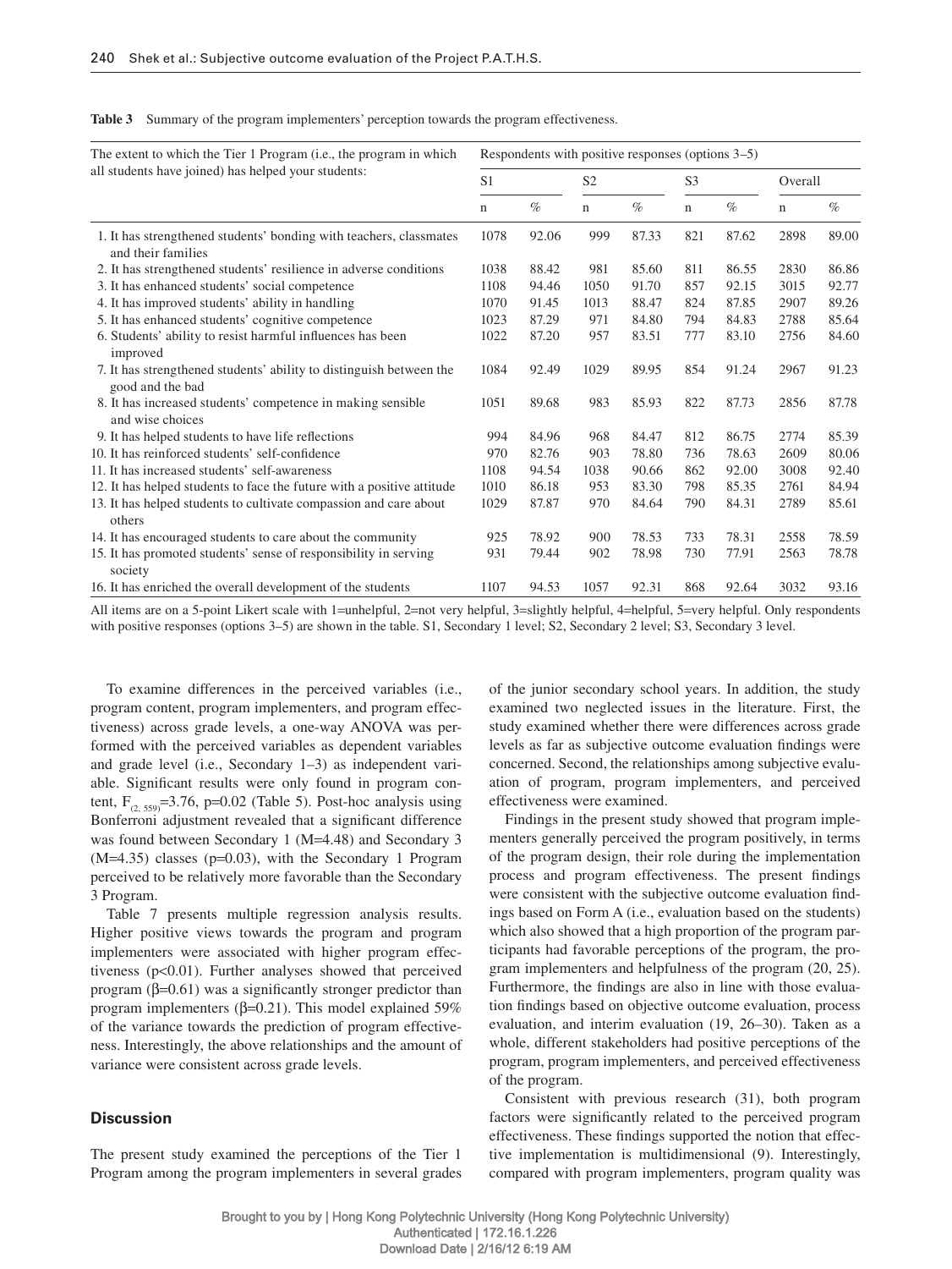**Table 3** Summary of the program implementers' perception towards the program effectiveness.

| The extent to which the Tier 1 Program (i.e., the program in which all students have joined) has helped your students: | Respondents with positive responses (options 3–5) | | | | | | | |
|---|---|---|---|---|---|---|---|---|
| | S1 | | S2 | | S3 | | Overall | |
| | n | % | n | % | n | % | n | % |
| 1. It has strengthened students' bonding with teachers, classmates and their families | 1078 | 92.06 | 999 | 87.33 | 821 | 87.62 | 2898 | 89.00 |
| 2. It has strengthened students' resilience in adverse conditions | 1038 | 88.42 | 981 | 85.60 | 811 | 86.55 | 2830 | 86.86 |
| 3. It has enhanced students' social competence | 1108 | 94.46 | 1050 | 91.70 | 857 | 92.15 | 3015 | 92.77 |
| 4. It has improved students' ability in handling | 1070 | 91.45 | 1013 | 88.47 | 824 | 87.85 | 2907 | 89.26 |
| 5. It has enhanced students' cognitive competence | 1023 | 87.29 | 971 | 84.80 | 794 | 84.83 | 2788 | 85.64 |
| 6. Students' ability to resist harmful influences has been improved | 1022 | 87.20 | 957 | 83.51 | 777 | 83.10 | 2756 | 84.60 |
| 7. It has strengthened students' ability to distinguish between the good and the bad | 1084 | 92.49 | 1029 | 89.95 | 854 | 91.24 | 2967 | 91.23 |
| 8. It has increased students' competence in making sensible and wise choices | 1051 | 89.68 | 983 | 85.93 | 822 | 87.73 | 2856 | 87.78 |
| 9. It has helped students to have life reflections | 994 | 84.96 | 968 | 84.47 | 812 | 86.75 | 2774 | 85.39 |
| 10. It has reinforced students' self-confidence | 970 | 82.76 | 903 | 78.80 | 736 | 78.63 | 2609 | 80.06 |
| 11. It has increased students' self-awareness | 1108 | 94.54 | 1038 | 90.66 | 862 | 92.00 | 3008 | 92.40 |
| 12. It has helped students to face the future with a positive attitude | 1010 | 86.18 | 953 | 83.30 | 798 | 85.35 | 2761 | 84.94 |
| 13. It has helped students to cultivate compassion and care about others | 1029 | 87.87 | 970 | 84.64 | 790 | 84.31 | 2789 | 85.61 |
| 14. It has encouraged students to care about the community | 925 | 78.92 | 900 | 78.53 | 733 | 78.31 | 2558 | 78.59 |
| 15. It has promoted students' sense of responsibility in serving society | 931 | 79.44 | 902 | 78.98 | 730 | 77.91 | 2563 | 78.78 |
| 16. It has enriched the overall development of the students | 1107 | 94.53 | 1057 | 92.31 | 868 | 92.64 | 3032 | 93.16 |

All items are on a 5-point Likert scale with 1=unhelpful, 2=not very helpful, 3=slightly helpful, 4=helpful, 5=very helpful. Only respondents with positive responses (options 3–5) are shown in the table. S1, Secondary 1 level; S2, Secondary 2 level; S3, Secondary 3 level.

To examine differences in the perceived variables (i.e., program content, program implementers, and program effectiveness) across grade levels, a one-way ANOVA was performed with the perceived variables as dependent variables and grade level (i.e., Secondary 1–3) as independent variable. Significant results were only found in program content, $F_{(2, 559)}=3.76$, p=0.02 (Table 5). Post-hoc analysis using Bonferroni adjustment revealed that a significant difference was found between Secondary 1 (M=4.48) and Secondary 3 (M=4.35) classes (p=0.03), with the Secondary 1 Program perceived to be relatively more favorable than the Secondary 3 Program.

Table 7 presents multiple regression analysis results. Higher positive views towards the program and program implementers were associated with higher program effectiveness (p<0.01). Further analyses showed that perceived program (β=0.61) was a significantly stronger predictor than program implementers (β=0.21). This model explained 59% of the variance towards the prediction of program effectiveness. Interestingly, the above relationships and the amount of variance were consistent across grade levels.

## Discussion

The present study examined the perceptions of the Tier 1 Program among the program implementers in several grades of the junior secondary school years. In addition, the study examined two neglected issues in the literature. First, the study examined whether there were differences across grade levels as far as subjective outcome evaluation findings were concerned. Second, the relationships among subjective evaluation of program, program implementers, and perceived effectiveness were examined.

Findings in the present study showed that program implementers generally perceived the program positively, in terms of the program design, their role during the implementation process and program effectiveness. The present findings were consistent with the subjective outcome evaluation findings based on Form A (i.e., evaluation based on the students) which also showed that a high proportion of the program participants had favorable perceptions of the program, the program implementers and helpfulness of the program (20, 25). Furthermore, the findings are also in line with those evaluation findings based on objective outcome evaluation, process evaluation, and interim evaluation (19, 26–30). Taken as a whole, different stakeholders had positive perceptions of the program, program implementers, and perceived effectiveness of the program.

Consistent with previous research (31), both program factors were significantly related to the perceived program effectiveness. These findings supported the notion that effective implementation is multidimensional (9). Interestingly, compared with program implementers, program quality was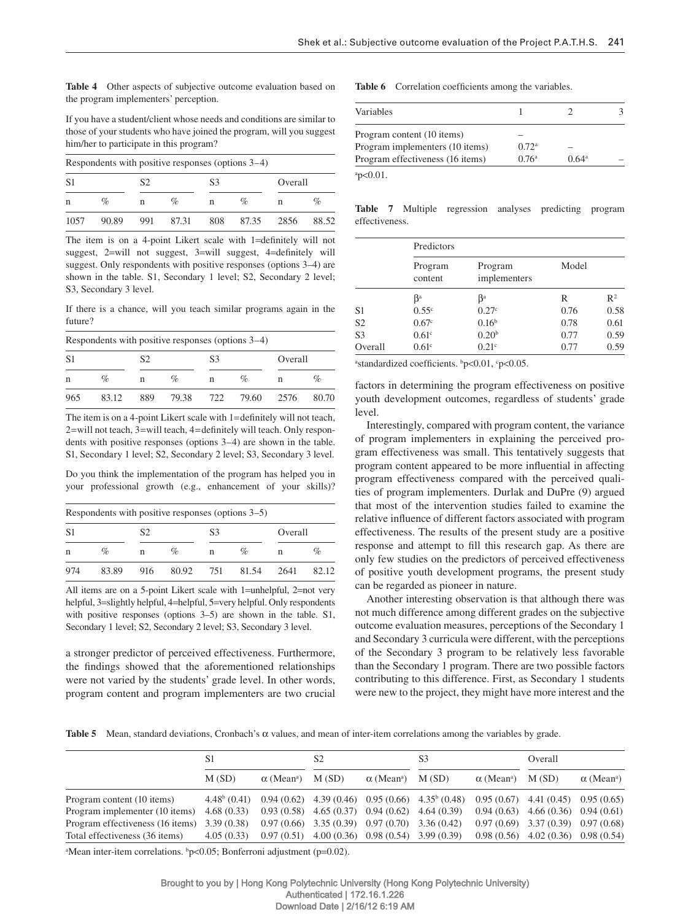**Table 4** Other aspects of subjective outcome evaluation based on the program implementers' perception.

If you have a student/client whose needs and conditions are similar to those of your students who have joined the program, will you suggest him/her to participate in this program?

| Respondents with positive responses (options 3–4) | | | | | | | |
|---|---|---|---|---|---|---|---|
| S1 | | S2 | | S3 | | Overall | |
| n | % | n | % | n | % | n | % |
| 1057 | 90.89 | 991 | 87.31 | 808 | 87.35 | 2856 | 88.52 |

The item is on a 4-point Likert scale with 1=definitely will not suggest, 2=will not suggest, 3=will suggest, 4=definitely will suggest. Only respondents with positive responses (options 3–4) are shown in the table. S1, Secondary 1 level; S2, Secondary 2 level; S3, Secondary 3 level.

If there is a chance, will you teach similar programs again in the future?

| Respondents with positive responses (options 3–4) | | | | | | | |
|---|---|---|---|---|---|---|---|
| S1 | | S2 | | S3 | | Overall | |
| n | % | n | % | n | % | n | % |
| 965 | 83.12 | 889 | 79.38 | 722 | 79.60 | 2576 | 80.70 |

The item is on a 4-point Likert scale with 1=definitely will not teach, 2=will not teach, 3=will teach, 4=definitely will teach. Only respondents with positive responses (options 3–4) are shown in the table. S1, Secondary 1 level; S2, Secondary 2 level; S3, Secondary 3 level.

Do you think the implementation of the program has helped you in your professional growth (e.g., enhancement of your skills)?

| Respondents with positive responses (options 3–5) | | | | | | | |
|---|---|---|---|---|---|---|---|
| S1 | | S2 | | S3 | | Overall | |
| n | % | n | % | n | % | n | % |
| 974 | 83.89 | 916 | 80.92 | 751 | 81.54 | 2641 | 82.12 |

All items are on a 5-point Likert scale with 1=unhelpful, 2=not very helpful, 3=slightly helpful, 4=helpful, 5=very helpful. Only respondents with positive responses (options 3–5) are shown in the table. S1, Secondary 1 level; S2, Secondary 2 level; S3, Secondary 3 level.

a stronger predictor of perceived effectiveness. Furthermore, the findings showed that the aforementioned relationships were not varied by the students' grade level. In other words, program content and program implementers are two crucial factors in determining the program effectiveness on positive youth development outcomes, regardless of students' grade level.

Interestingly, compared with program content, the variance of program implementers in explaining the perceived program effectiveness was small. This tentatively suggests that program content appeared to be more influential in affecting program effectiveness compared with the perceived qualities of program implementers. Durlak and DuPre (9) argued that most of the intervention studies failed to examine the relative influence of different factors associated with program effectiveness. The results of the present study are a positive response and attempt to fill this research gap. As there are only few studies on the predictors of perceived effectiveness of positive youth development programs, the present study can be regarded as pioneer in nature.

Another interesting observation is that although there was not much difference among different grades on the subjective outcome evaluation measures, perceptions of the Secondary 1 and Secondary 3 curricula were different, with the perceptions of the Secondary 3 program to be relatively less favorable than the Secondary 1 program. There are two possible factors contributing to this difference. First, as Secondary 1 students were new to the project, they might have more interest and the

**Table 6** Correlation coefficients among the variables.

| Variables | 1 | 2 | 3 |
|---|---|---|---|
| Program content (10 items) | – | | |
| Program implementers (10 items) | 0.72[a] | – | |
| Program effectiveness (16 items) | 0.76[a] | 0.64[a] | – |

[a]$p<0.01$.

**Table 7** Multiple regression analyses predicting program effectiveness.

| | Predictors | | | |
|---|---|---|---|---|
| | Program content | Program implementers | Model | |
| | β[a] | β[a] | R | $R^2$ |
| S1 | 0.55[c] | 0.27[c] | 0.76 | 0.58 |
| S2 | 0.67[c] | 0.16[b] | 0.78 | 0.61 |
| S3 | 0.61[c] | 0.20[b] | 0.77 | 0.59 |
| Overall | 0.61[c] | 0.21[c] | 0.77 | 0.59 |

[a]standardized coefficients. [b]$p<0.01$, [c]$p<0.05$.

**Table 5** Mean, standard deviations, Cronbach's α values, and mean of inter-item correlations among the variables by grade.

| | S1 | | S2 | | S3 | | Overall | |
|---|---|---|---|---|---|---|---|---|
| | M (SD) | α (Mean[a]) | M (SD) | α (Mean[a]) | M (SD) | α (Mean[a]) | M (SD) | α (Mean[a]) |
| Program content (10 items) | 4.48[b] (0.41) | 0.94 (0.62) | 4.39 (0.46) | 0.95 (0.66) | 4.35[b] (0.48) | 0.95 (0.67) | 4.41 (0.45) | 0.95 (0.65) |
| Program implementer (10 items) | 4.68 (0.33) | 0.93 (0.58) | 4.65 (0.37) | 0.94 (0.62) | 4.64 (0.39) | 0.94 (0.63) | 4.66 (0.36) | 0.94 (0.61) |
| Program effectiveness (16 items) | 3.39 (0.38) | 0.97 (0.66) | 3.35 (0.39) | 0.97 (0.70) | 3.36 (0.42) | 0.97 (0.69) | 3.37 (0.39) | 0.97 (0.68) |
| Total effectiveness (36 items) | 4.05 (0.33) | 0.97 (0.51) | 4.00 (0.36) | 0.98 (0.54) | 3.99 (0.39) | 0.98 (0.56) | 4.02 (0.36) | 0.98 (0.54) |

[a]Mean inter-item correlations. [b]$p<0.05$; Bonferroni adjustment ($p=0.02$).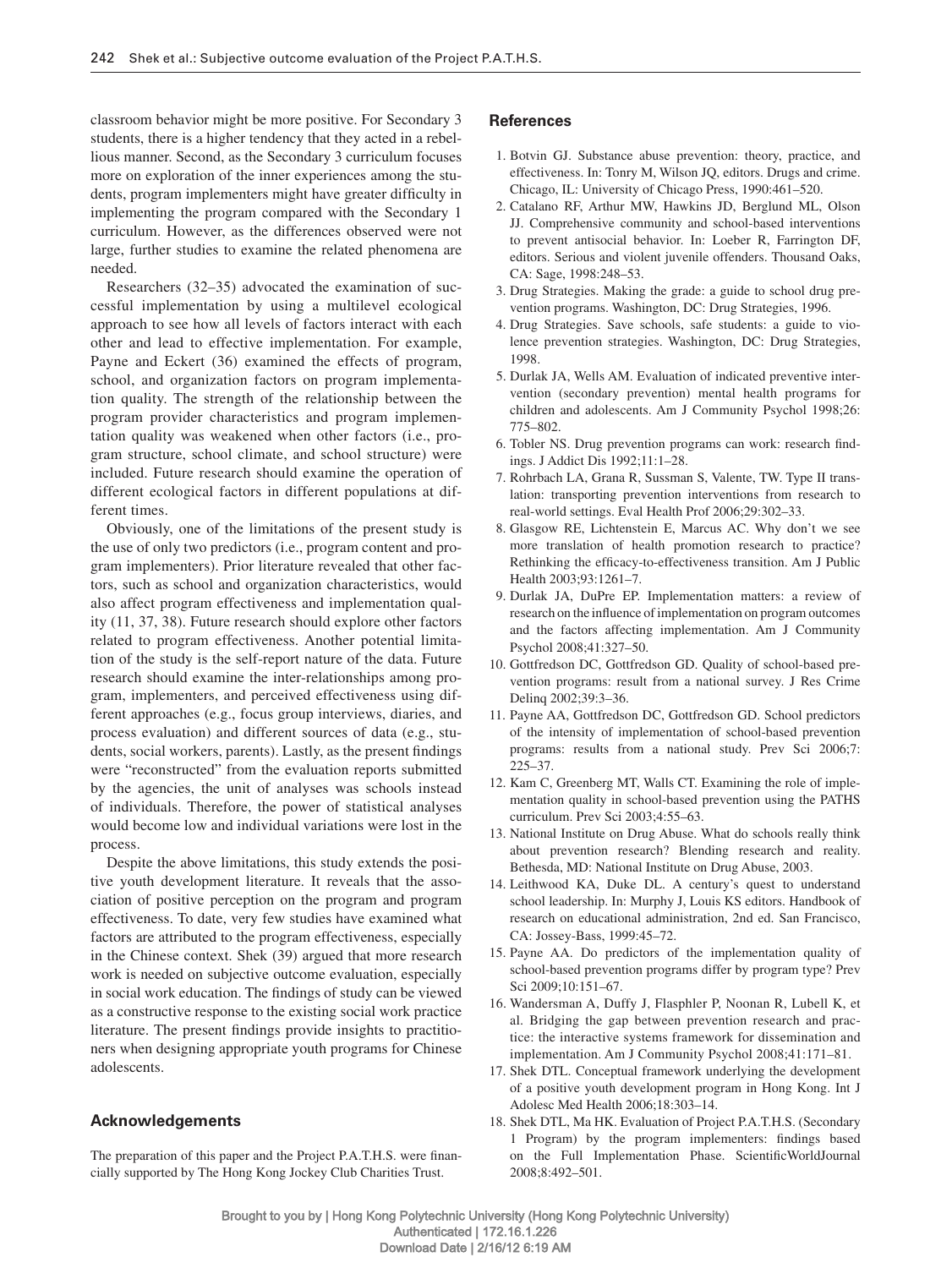classroom behavior might be more positive. For Secondary 3 students, there is a higher tendency that they acted in a rebellious manner. Second, as the Secondary 3 curriculum focuses more on exploration of the inner experiences among the students, program implementers might have greater difficulty in implementing the program compared with the Secondary 1 curriculum. However, as the differences observed were not large, further studies to examine the related phenomena are needed.

Researchers (32–35) advocated the examination of successful implementation by using a multilevel ecological approach to see how all levels of factors interact with each other and lead to effective implementation. For example, Payne and Eckert (36) examined the effects of program, school, and organization factors on program implementation quality. The strength of the relationship between the program provider characteristics and program implementation quality was weakened when other factors (i.e., program structure, school climate, and school structure) were included. Future research should examine the operation of different ecological factors in different populations at different times.

Obviously, one of the limitations of the present study is the use of only two predictors (i.e., program content and program implementers). Prior literature revealed that other factors, such as school and organization characteristics, would also affect program effectiveness and implementation quality (11, 37, 38). Future research should explore other factors related to program effectiveness. Another potential limitation of the study is the self-report nature of the data. Future research should examine the inter-relationships among program, implementers, and perceived effectiveness using different approaches (e.g., focus group interviews, diaries, and process evaluation) and different sources of data (e.g., students, social workers, parents). Lastly, as the present findings were "reconstructed" from the evaluation reports submitted by the agencies, the unit of analyses was schools instead of individuals. Therefore, the power of statistical analyses would become low and individual variations were lost in the process.

Despite the above limitations, this study extends the positive youth development literature. It reveals that the association of positive perception on the program and program effectiveness. To date, very few studies have examined what factors are attributed to the program effectiveness, especially in the Chinese context. Shek (39) argued that more research work is needed on subjective outcome evaluation, especially in social work education. The findings of study can be viewed as a constructive response to the existing social work practice literature. The present findings provide insights to practitioners when designing appropriate youth programs for Chinese adolescents.

## Acknowledgements

The preparation of this paper and the Project P.A.T.H.S. were financially supported by The Hong Kong Jockey Club Charities Trust.

## References

1. Botvin GJ. Substance abuse prevention: theory, practice, and effectiveness. In: Tonry M, Wilson JQ, editors. Drugs and crime. Chicago, IL: University of Chicago Press, 1990:461–520.
2. Catalano RF, Arthur MW, Hawkins JD, Berglund ML, Olson JJ. Comprehensive community and school-based interventions to prevent antisocial behavior. In: Loeber R, Farrington DF, editors. Serious and violent juvenile offenders. Thousand Oaks, CA: Sage, 1998:248–53.
3. Drug Strategies. Making the grade: a guide to school drug prevention programs. Washington, DC: Drug Strategies, 1996.
4. Drug Strategies. Save schools, safe students: a guide to violence prevention strategies. Washington, DC: Drug Strategies, 1998.
5. Durlak JA, Wells AM. Evaluation of indicated preventive intervention (secondary prevention) mental health programs for children and adolescents. Am J Community Psychol 1998;26: 775–802.
6. Tobler NS. Drug prevention programs can work: research findings. J Addict Dis 1992;11:1–28.
7. Rohrbach LA, Grana R, Sussman S, Valente, TW. Type II translation: transporting prevention interventions from research to real-world settings. Eval Health Prof 2006;29:302–33.
8. Glasgow RE, Lichtenstein E, Marcus AC. Why don't we see more translation of health promotion research to practice? Rethinking the efficacy-to-effectiveness transition. Am J Public Health 2003;93:1261–7.
9. Durlak JA, DuPre EP. Implementation matters: a review of research on the influence of implementation on program outcomes and the factors affecting implementation. Am J Community Psychol 2008;41:327–50.
10. Gottfredson DC, Gottfredson GD. Quality of school-based prevention programs: result from a national survey. J Res Crime Delinq 2002;39:3–36.
11. Payne AA, Gottfredson DC, Gottfredson GD. School predictors of the intensity of implementation of school-based prevention programs: results from a national study. Prev Sci 2006;7: 225–37.
12. Kam C, Greenberg MT, Walls CT. Examining the role of implementation quality in school-based prevention using the PATHS curriculum. Prev Sci 2003;4:55–63.
13. National Institute on Drug Abuse. What do schools really think about prevention research? Blending research and reality. Bethesda, MD: National Institute on Drug Abuse, 2003.
14. Leithwood KA, Duke DL. A century's quest to understand school leadership. In: Murphy J, Louis KS editors. Handbook of research on educational administration, 2nd ed. San Francisco, CA: Jossey-Bass, 1999:45–72.
15. Payne AA. Do predictors of the implementation quality of school-based prevention programs differ by program type? Prev Sci 2009;10:151–67.
16. Wandersman A, Duffy J, Flasphler P, Noonan R, Lubell K, et al. Bridging the gap between prevention research and practice: the interactive systems framework for dissemination and implementation. Am J Community Psychol 2008;41:171–81.
17. Shek DTL. Conceptual framework underlying the development of a positive youth development program in Hong Kong. Int J Adolesc Med Health 2006;18:303–14.
18. Shek DTL, Ma HK. Evaluation of Project P.A.T.H.S. (Secondary 1 Program) by the program implementers: findings based on the Full Implementation Phase. ScientificWorldJournal 2008;8:492–501.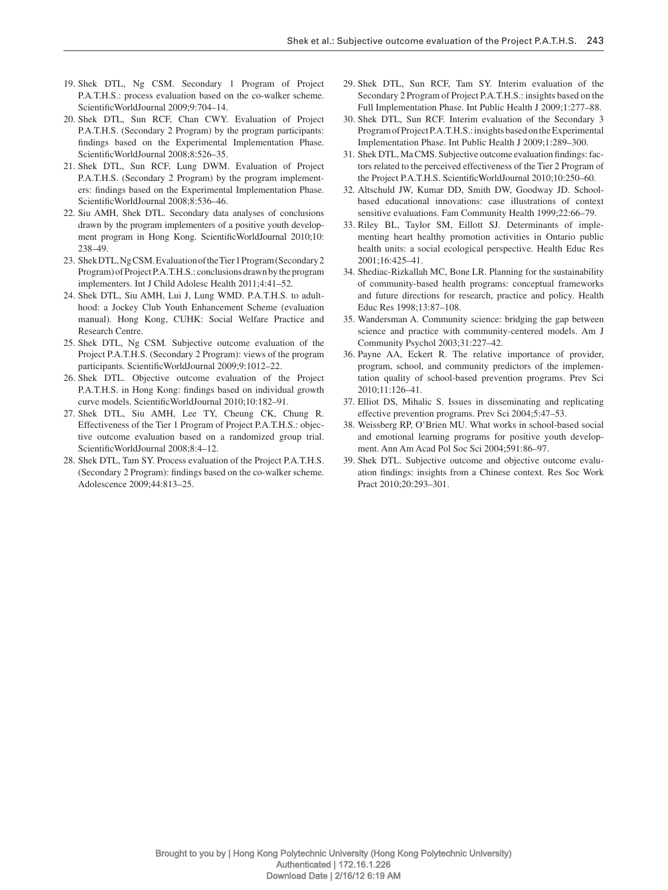19. Shek DTL, Ng CSM. Secondary 1 Program of Project P.A.T.H.S.: process evaluation based on the co-walker scheme. ScientificWorldJournal 2009;9:704–14.
20. Shek DTL, Sun RCF, Chan CWY. Evaluation of Project P.A.T.H.S. (Secondary 2 Program) by the program participants: findings based on the Experimental Implementation Phase. ScientificWorldJournal 2008;8:526–35.
21. Shek DTL, Sun RCF, Lung DWM. Evaluation of Project P.A.T.H.S. (Secondary 2 Program) by the program implementers: findings based on the Experimental Implementation Phase. ScientificWorldJournal 2008;8:536–46.
22. Siu AMH, Shek DTL. Secondary data analyses of conclusions drawn by the program implementers of a positive youth development program in Hong Kong. ScientificWorldJournal 2010;10:238–49.
23. Shek DTL, Ng CSM. Evaluation of the Tier 1 Program (Secondary 2 Program) of Project P.A.T.H.S.: conclusions drawn by the program implementers. Int J Child Adolesc Health 2011;4:41–52.
24. Shek DTL, Siu AMH, Lui J, Lung WMD. P.A.T.H.S. to adulthood: a Jockey Club Youth Enhancement Scheme (evaluation manual). Hong Kong, CUHK: Social Welfare Practice and Research Centre.
25. Shek DTL, Ng CSM. Subjective outcome evaluation of the Project P.A.T.H.S. (Secondary 2 Program): views of the program participants. ScientificWorldJournal 2009;9:1012–22.
26. Shek DTL. Objective outcome evaluation of the Project P.A.T.H.S. in Hong Kong: findings based on individual growth curve models. ScientificWorldJournal 2010;10:182–91.
27. Shek DTL, Siu AMH, Lee TY, Cheung CK, Chung R. Effectiveness of the Tier 1 Program of Project P.A.T.H.S.: objective outcome evaluation based on a randomized group trial. ScientificWorldJournal 2008;8:4–12.
28. Shek DTL, Tam SY. Process evaluation of the Project P.A.T.H.S. (Secondary 2 Program): findings based on the co-walker scheme. Adolescence 2009;44:813–25.
29. Shek DTL, Sun RCF, Tam SY. Interim evaluation of the Secondary 2 Program of Project P.A.T.H.S.: insights based on the Full Implementation Phase. Int Public Health J 2009;1:277–88.
30. Shek DTL, Sun RCF. Interim evaluation of the Secondary 3 Program of Project P.A.T.H.S.: insights based on the Experimental Implementation Phase. Int Public Health J 2009;1:289–300.
31. Shek DTL, Ma CMS. Subjective outcome evaluation findings: factors related to the perceived effectiveness of the Tier 2 Program of the Project P.A.T.H.S. ScientificWorldJournal 2010;10:250–60.
32. Altschuld JW, Kumar DD, Smith DW, Goodway JD. School-based educational innovations: case illustrations of context sensitive evaluations. Fam Community Health 1999;22:66–79.
33. Riley BL, Taylor SM, Eillott SJ. Determinants of implementing heart healthy promotion activities in Ontario public health units: a social ecological perspective. Health Educ Res 2001;16:425–41.
34. Shediac-Rizkallah MC, Bone LR. Planning for the sustainability of community-based health programs: conceptual frameworks and future directions for research, practice and policy. Health Educ Res 1998;13:87–108.
35. Wandersman A. Community science: bridging the gap between science and practice with community-centered models. Am J Community Psychol 2003;31:227–42.
36. Payne AA, Eckert R. The relative importance of provider, program, school, and community predictors of the implementation quality of school-based prevention programs. Prev Sci 2010;11:126–41.
37. Elliot DS, Mihalic S. Issues in disseminating and replicating effective prevention programs. Prev Sci 2004;5:47–53.
38. Weissberg RP, O'Brien MU. What works in school-based social and emotional learning programs for positive youth development. Ann Am Acad Pol Soc Sci 2004;591:86–97.
39. Shek DTL. Subjective outcome and objective outcome evaluation findings: insights from a Chinese context. Res Soc Work Pract 2010;20:293–301.